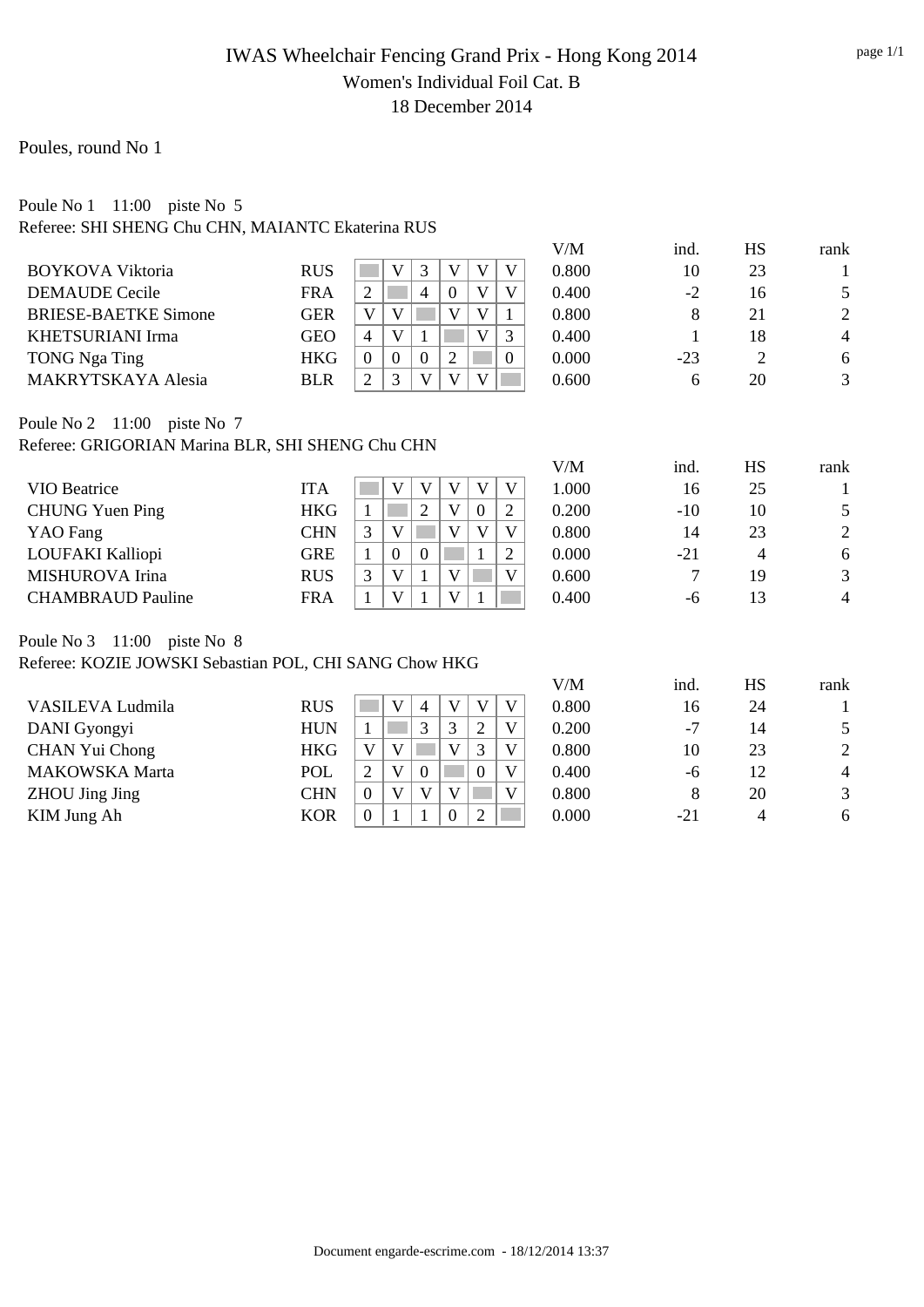# IWAS Wheelchair Fencing Grand Prix - Hong Kong 2014

## Women's Individual Foil Cat. B

### 18 December 2014

Poules, round No 1

Poule No 1 11:00 piste No 5

Referee: SHI SHENG Chu CHN, MAIANTC Ekaterina RUS

| | | 1 | 2 | 3 | 4 | 5 | 6 | V/M | ind. | HS | rank |
|---|---|---|---|---|---|---|---|---|---|---|---|
| BOYKOVA Viktoria | RUS | | V | 3 | V | V | V | 0.800 | 10 | 23 | 1 |
| DEMAUDE Cecile | FRA | 2 | | 4 | 0 | V | V | 0.400 | -2 | 16 | 5 |
| BRIESE-BAETKE Simone | GER | V | V | | V | V | 1 | 0.800 | 8 | 21 | 2 |
| KHETSURIANI Irma | GEO | 4 | V | 1 | | V | 3 | 0.400 | 1 | 18 | 4 |
| TONG Nga Ting | HKG | 0 | 0 | 0 | 2 | | 0 | 0.000 | -23 | 2 | 6 |
| MAKRYTSKAYA Alesia | BLR | 2 | 3 | V | V | V | | 0.600 | 6 | 20 | 3 |

Poule No 2 11:00 piste No 7

Referee: GRIGORIAN Marina BLR, SHI SHENG Chu CHN

| | | 1 | 2 | 3 | 4 | 5 | 6 | V/M | ind. | HS | rank |
|---|---|---|---|---|---|---|---|---|---|---|---|
| VIO Beatrice | ITA | | V | V | V | V | V | 1.000 | 16 | 25 | 1 |
| CHUNG Yuen Ping | HKG | 1 | | 2 | V | 0 | 2 | 0.200 | -10 | 10 | 5 |
| YAO Fang | CHN | 3 | V | | V | V | V | 0.800 | 14 | 23 | 2 |
| LOUFAKI Kalliopi | GRE | 1 | 0 | 0 | | 1 | 2 | 0.000 | -21 | 4 | 6 |
| MISHUROVA Irina | RUS | 3 | V | 1 | V | | V | 0.600 | 7 | 19 | 3 |
| CHAMBRAUD Pauline | FRA | 1 | V | 1 | V | 1 | | 0.400 | -6 | 13 | 4 |

Poule No 3 11:00 piste No 8

Referee: KOZIE JOWSKI Sebastian POL, CHI SANG Chow HKG

| | | 1 | 2 | 3 | 4 | 5 | 6 | V/M | ind. | HS | rank |
|---|---|---|---|---|---|---|---|---|---|---|---|
| VASILEVA Ludmila | RUS | | V | 4 | V | V | V | 0.800 | 16 | 24 | 1 |
| DANI Gyongyi | HUN | 1 | | 3 | 3 | 2 | V | 0.200 | -7 | 14 | 5 |
| CHAN Yui Chong | HKG | V | V | | V | 3 | V | 0.800 | 10 | 23 | 2 |
| MAKOWSKA Marta | POL | 2 | V | 0 | | 0 | V | 0.400 | -6 | 12 | 4 |
| ZHOU Jing Jing | CHN | 0 | V | V | V | | V | 0.800 | 8 | 20 | 3 |
| KIM Jung Ah | KOR | 0 | 1 | 1 | 0 | 2 | | 0.000 | -21 | 4 | 6 |

Document engarde-escrime.com - 18/12/2014 13:37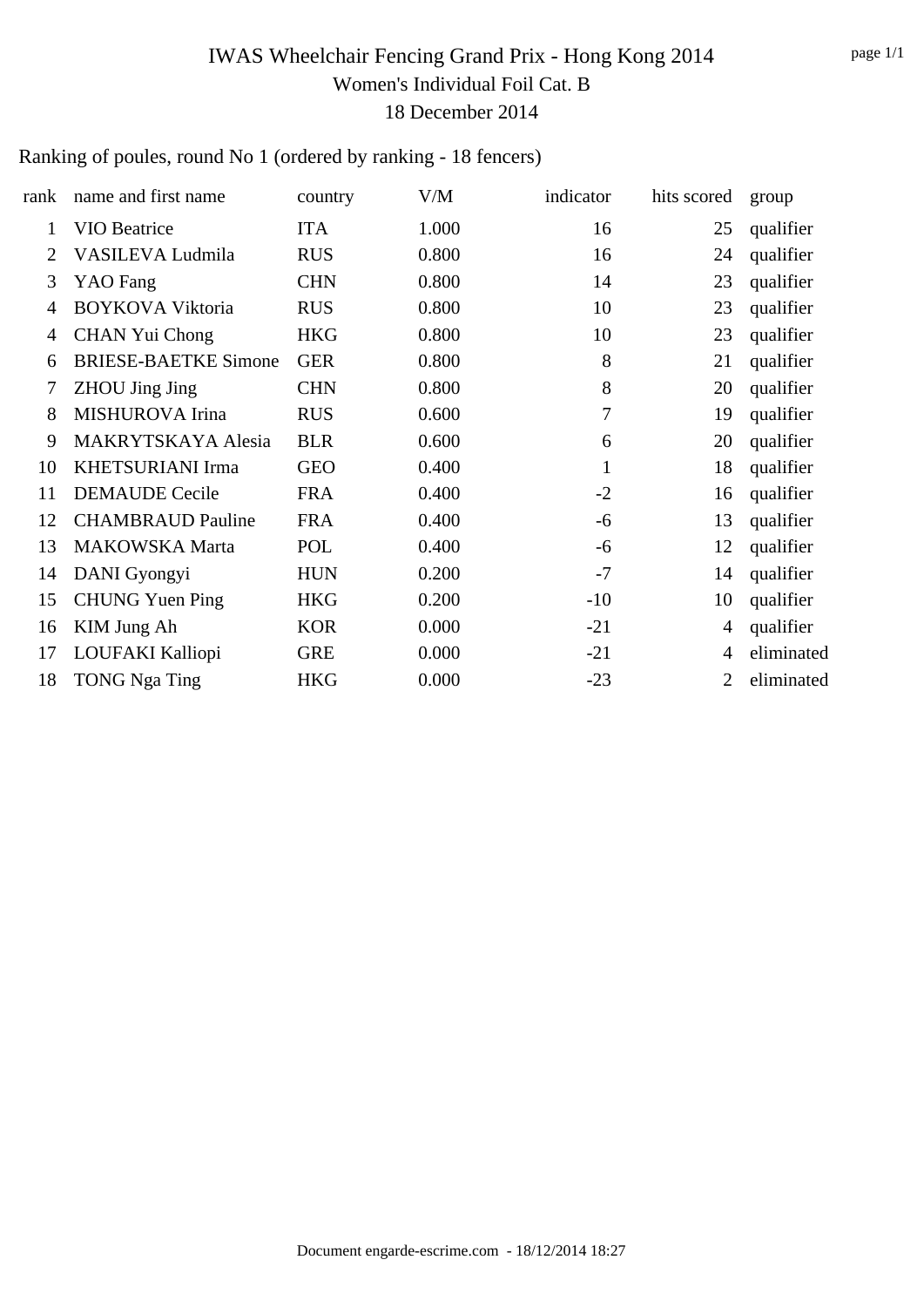# IWAS Wheelchair Fencing Grand Prix - Hong Kong 2014

## Women's Individual Foil Cat. B

18 December 2014

Ranking of poules, round No 1 (ordered by ranking - 18 fencers)

| rank | name and first name | country | V/M | indicator | hits scored | group |
|---|---|---|---|---|---|---|
| 1 | VIO Beatrice | ITA | 1.000 | 16 | 25 | qualifier |
| 2 | VASILEVA Ludmila | RUS | 0.800 | 16 | 24 | qualifier |
| 3 | YAO Fang | CHN | 0.800 | 14 | 23 | qualifier |
| 4 | BOYKOVA Viktoria | RUS | 0.800 | 10 | 23 | qualifier |
| 4 | CHAN Yui Chong | HKG | 0.800 | 10 | 23 | qualifier |
| 6 | BRIESE-BAETKE Simone | GER | 0.800 | 8 | 21 | qualifier |
| 7 | ZHOU Jing Jing | CHN | 0.800 | 8 | 20 | qualifier |
| 8 | MISHUROVA Irina | RUS | 0.600 | 7 | 19 | qualifier |
| 9 | MAKRYTSKAYA Alesia | BLR | 0.600 | 6 | 20 | qualifier |
| 10 | KHETSURIANI Irma | GEO | 0.400 | 1 | 18 | qualifier |
| 11 | DEMAUDE Cecile | FRA | 0.400 | -2 | 16 | qualifier |
| 12 | CHAMBRAUD Pauline | FRA | 0.400 | -6 | 13 | qualifier |
| 13 | MAKOWSKA Marta | POL | 0.400 | -6 | 12 | qualifier |
| 14 | DANI Gyongyi | HUN | 0.200 | -7 | 14 | qualifier |
| 15 | CHUNG Yuen Ping | HKG | 0.200 | -10 | 10 | qualifier |
| 16 | KIM Jung Ah | KOR | 0.000 | -21 | 4 | qualifier |
| 17 | LOUFAKI Kalliopi | GRE | 0.000 | -21 | 4 | eliminated |
| 18 | TONG Nga Ting | HKG | 0.000 | -23 | 2 | eliminated |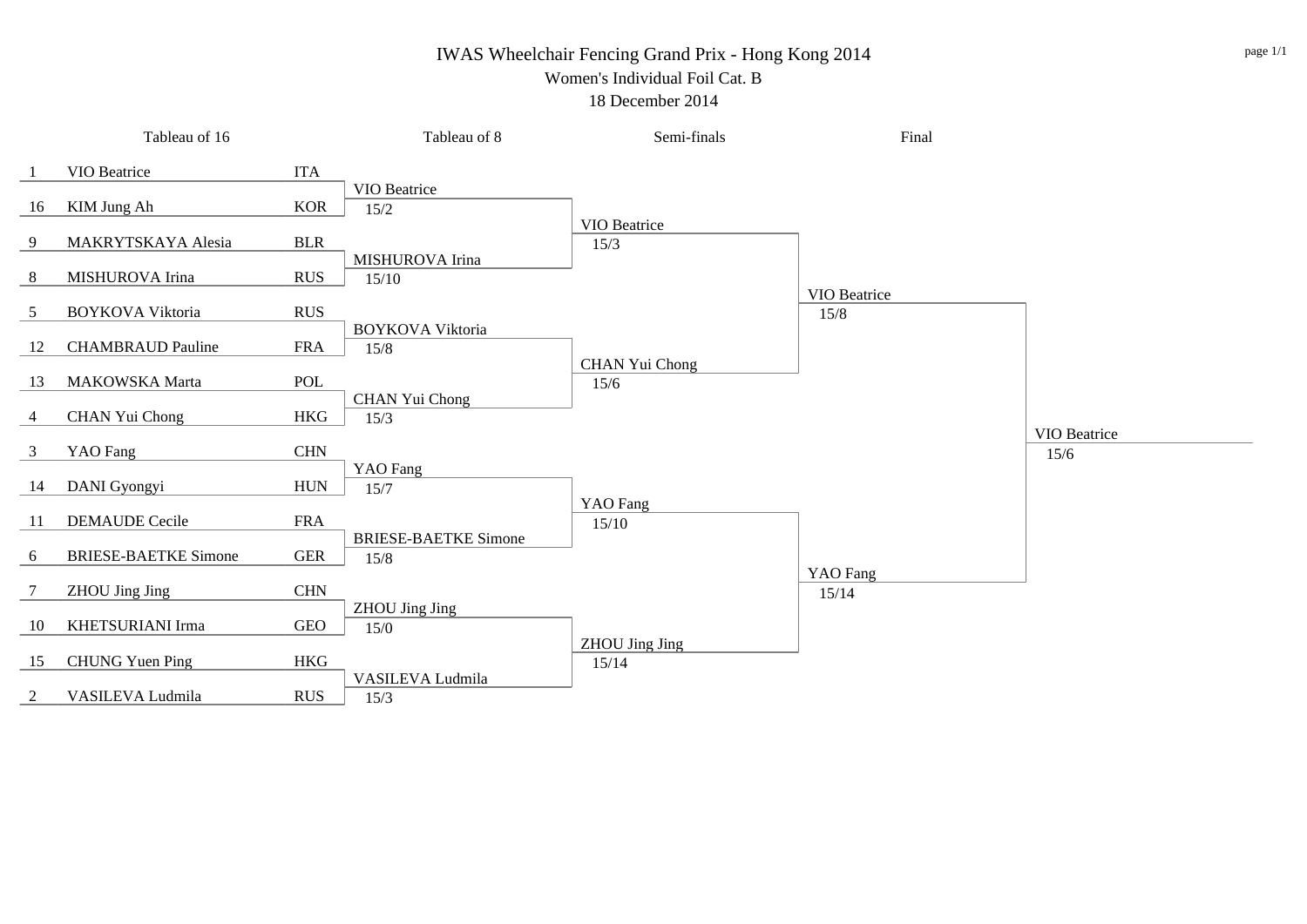# IWAS Wheelchair Fencing Grand Prix - Hong Kong 2014

## Women's Individual Foil Cat. B

18 December 2014

### Tableau of 16

| Seed | Name | Country |
|---|---|---|
| 1 | VIO Beatrice | ITA |
| 16 | KIM Jung Ah | KOR |
| 9 | MAKRYTSKAYA Alesia | BLR |
| 8 | MISHUROVA Irina | RUS |
| 5 | BOYKOVA Viktoria | RUS |
| 12 | CHAMBRAUD Pauline | FRA |
| 13 | MAKOWSKA Marta | POL |
| 4 | CHAN Yui Chong | HKG |
| 3 | YAO Fang | CHN |
| 14 | DANI Gyongyi | HUN |
| 11 | DEMAUDE Cecile | FRA |
| 6 | BRIESE-BAETKE Simone | GER |
| 7 | ZHOU Jing Jing | CHN |
| 10 | KHETSURIANI Irma | GEO |
| 15 | CHUNG Yuen Ping | HKG |
| 2 | VASILEVA Ludmila | RUS |

### Tableau of 8

| Winner | Score |
|---|---|
| VIO Beatrice | 15/2 |
| MISHUROVA Irina | 15/10 |
| BOYKOVA Viktoria | 15/8 |
| CHAN Yui Chong | 15/3 |
| YAO Fang | 15/7 |
| BRIESE-BAETKE Simone | 15/8 |
| ZHOU Jing Jing | 15/0 |
| VASILEVA Ludmila | 15/3 |

### Semi-finals

| Winner | Score |
|---|---|
| VIO Beatrice | 15/3 |
| CHAN Yui Chong | 15/6 |
| YAO Fang | 15/10 |
| ZHOU Jing Jing | 15/14 |

### Final

| Winner | Score |
|---|---|
| VIO Beatrice | 15/8 |
| YAO Fang | 15/14 |

### Winner

| Winner | Score |
|---|---|
| VIO Beatrice | 15/6 |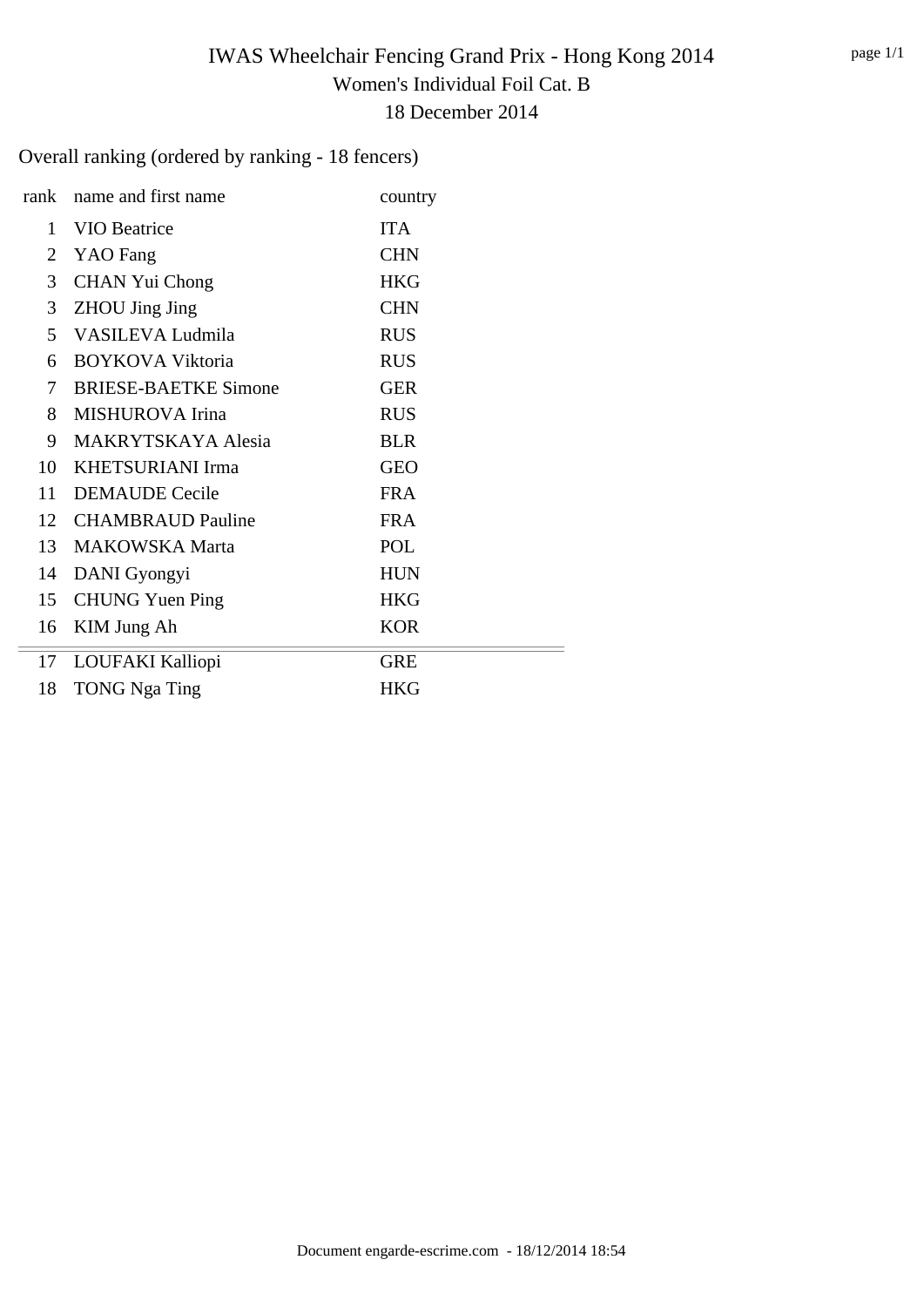# IWAS Wheelchair Fencing Grand Prix - Hong Kong 2014

## Women's Individual Foil Cat. B

18 December 2014

Overall ranking (ordered by ranking - 18 fencers)

| rank | name and first name | country |
|---|---|---|
| 1 | VIO Beatrice | ITA |
| 2 | YAO Fang | CHN |
| 3 | CHAN Yui Chong | HKG |
| 3 | ZHOU Jing Jing | CHN |
| 5 | VASILEVA Ludmila | RUS |
| 6 | BOYKOVA Viktoria | RUS |
| 7 | BRIESE-BAETKE Simone | GER |
| 8 | MISHUROVA Irina | RUS |
| 9 | MAKRYTSKAYA Alesia | BLR |
| 10 | KHETSURIANI Irma | GEO |
| 11 | DEMAUDE Cecile | FRA |
| 12 | CHAMBRAUD Pauline | FRA |
| 13 | MAKOWSKA Marta | POL |
| 14 | DANI Gyongyi | HUN |
| 15 | CHUNG Yuen Ping | HKG |
| 16 | KIM Jung Ah | KOR |
| 17 | LOUFAKI Kalliopi | GRE |
| 18 | TONG Nga Ting | HKG |

Document engarde-escrime.com - 18/12/2014 18:54